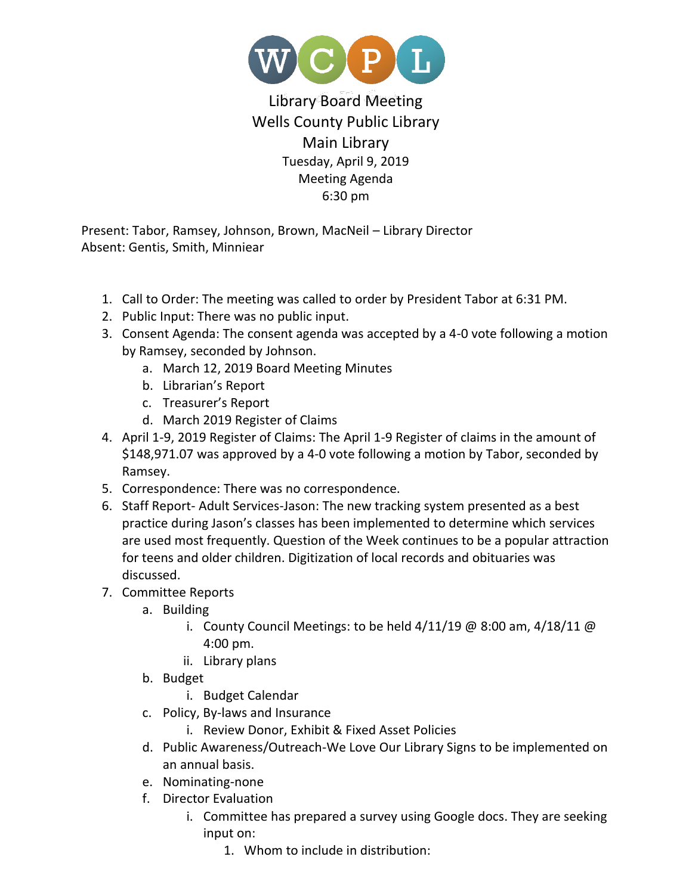WCPL

Library Board Meeting
Wells County Public Library
Main Library
Tuesday, April 9, 2019
Meeting Agenda
6:30 pm

Present: Tabor, Ramsey, Johnson, Brown, MacNeil – Library Director
Absent: Gentis, Smith, Minniear

1. Call to Order: The meeting was called to order by President Tabor at 6:31 PM.
2. Public Input: There was no public input.
3. Consent Agenda: The consent agenda was accepted by a 4-0 vote following a motion by Ramsey, seconded by Johnson.
    a. March 12, 2019 Board Meeting Minutes
    b. Librarian's Report
    c. Treasurer's Report
    d. March 2019 Register of Claims
4. April 1-9, 2019 Register of Claims: The April 1-9 Register of claims in the amount of $148,971.07 was approved by a 4-0 vote following a motion by Tabor, seconded by Ramsey.
5. Correspondence: There was no correspondence.
6. Staff Report- Adult Services-Jason: The new tracking system presented as a best practice during Jason's classes has been implemented to determine which services are used most frequently. Question of the Week continues to be a popular attraction for teens and older children. Digitization of local records and obituaries was discussed.
7. Committee Reports
    a. Building
        i. County Council Meetings: to be held 4/11/19 @ 8:00 am, 4/18/11 @ 4:00 pm.
        ii. Library plans
    b. Budget
        i. Budget Calendar
    c. Policy, By-laws and Insurance
        i. Review Donor, Exhibit & Fixed Asset Policies
    d. Public Awareness/Outreach-We Love Our Library Signs to be implemented on an annual basis.
    e. Nominating-none
    f. Director Evaluation
        i. Committee has prepared a survey using Google docs. They are seeking input on:
            1. Whom to include in distribution: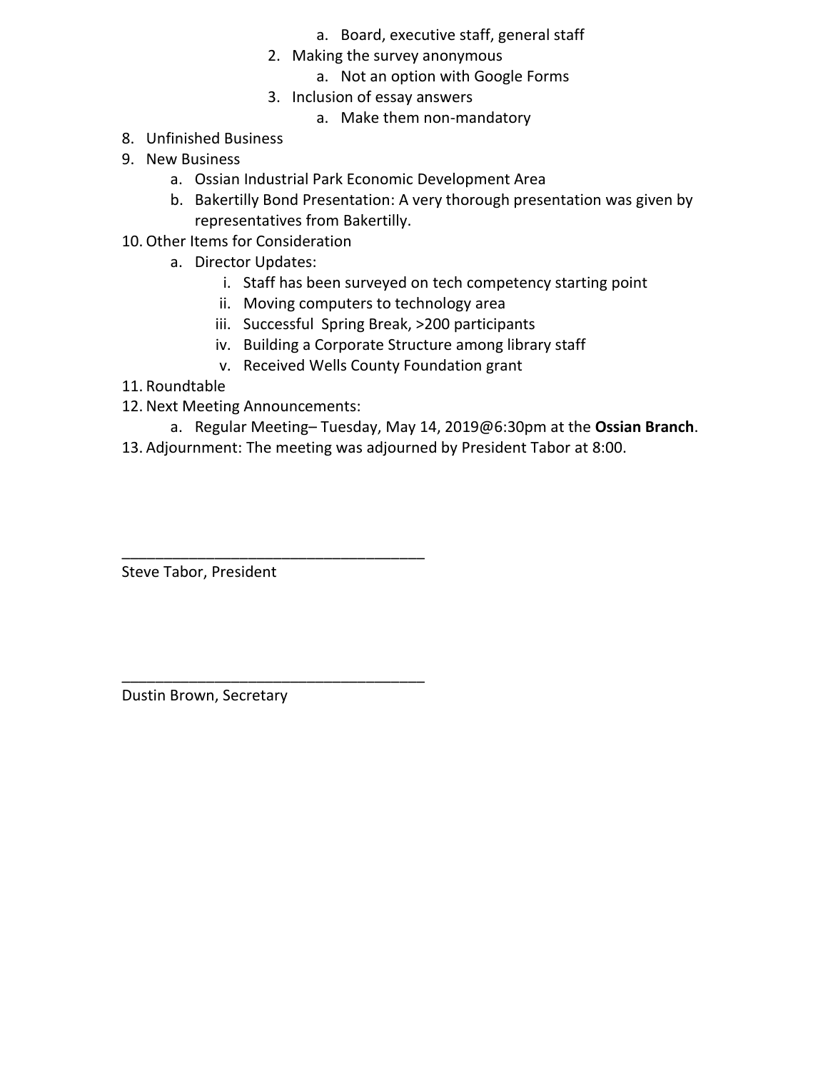a. Board, executive staff, general staff
   2. Making the survey anonymous
      a. Not an option with Google Forms
   3. Inclusion of essay answers
      a. Make them non-mandatory

8. Unfinished Business
9. New Business
   a. Ossian Industrial Park Economic Development Area
   b. Bakertilly Bond Presentation: A very thorough presentation was given by representatives from Bakertilly.
10. Other Items for Consideration
    a. Director Updates:
       i. Staff has been surveyed on tech competency starting point
       ii. Moving computers to technology area
       iii. Successful Spring Break, >200 participants
       iv. Building a Corporate Structure among library staff
       v. Received Wells County Foundation grant
11. Roundtable
12. Next Meeting Announcements:
    a. Regular Meeting– Tuesday, May 14, 2019@6:30pm at the **Ossian Branch**.
13. Adjournment: The meeting was adjourned by President Tabor at 8:00.

\_\_\_\_\_\_\_\_\_\_\_\_\_\_\_\_\_\_\_\_\_\_\_\_\_\_\_\_\_\_\_\_\_\_\_\_

Steve Tabor, President

\_\_\_\_\_\_\_\_\_\_\_\_\_\_\_\_\_\_\_\_\_\_\_\_\_\_\_\_\_\_\_\_\_\_\_\_

Dustin Brown, Secretary